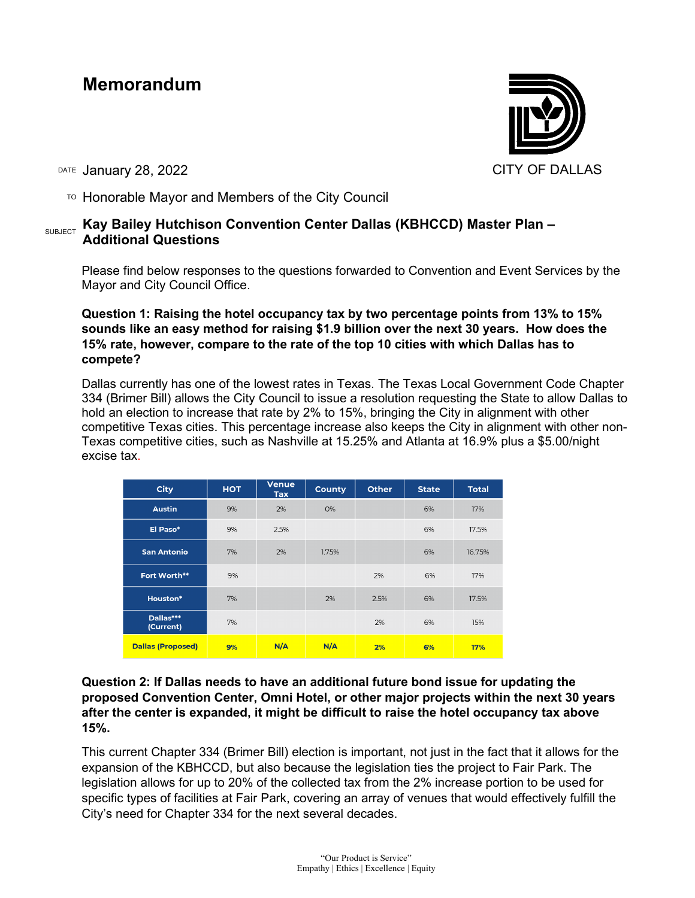# Memorandum

CITY OF DALLAS

DATE January 28, 2022

TO Honorable Mayor and Members of the City Council

SUBJECT **Kay Bailey Hutchison Convention Center Dallas (KBHCCD) Master Plan – Additional Questions**

Please find below responses to the questions forwarded to Convention and Event Services by the Mayor and City Council Office.

**Question 1: Raising the hotel occupancy tax by two percentage points from 13% to 15% sounds like an easy method for raising $1.9 billion over the next 30 years. How does the 15% rate, however, compare to the rate of the top 10 cities with which Dallas has to compete?**

Dallas currently has one of the lowest rates in Texas. The Texas Local Government Code Chapter 334 (Brimer Bill) allows the City Council to issue a resolution requesting the State to allow Dallas to hold an election to increase that rate by 2% to 15%, bringing the City in alignment with other competitive Texas cities. This percentage increase also keeps the City in alignment with other non-Texas competitive cities, such as Nashville at 15.25% and Atlanta at 16.9% plus a $5.00/night excise tax.

| City | HOT | Venue Tax | County | Other | State | Total |
|---|---|---|---|---|---|---|
| Austin | 9% | 2% | 0% | | 6% | 17% |
| El Paso* | 9% | 2.5% | | | 6% | 17.5% |
| San Antonio | 7% | 2% | 1.75% | | 6% | 16.75% |
| Fort Worth** | 9% | | | 2% | 6% | 17% |
| Houston* | 7% | | 2% | 2.5% | 6% | 17.5% |
| Dallas*** (Current) | 7% | | | 2% | 6% | 15% |
| **Dallas (Proposed)** | **9%** | **N/A** | **N/A** | **2%** | **6%** | **17%** |

**Question 2: If Dallas needs to have an additional future bond issue for updating the proposed Convention Center, Omni Hotel, or other major projects within the next 30 years after the center is expanded, it might be difficult to raise the hotel occupancy tax above 15%.**

This current Chapter 334 (Brimer Bill) election is important, not just in the fact that it allows for the expansion of the KBHCCD, but also because the legislation ties the project to Fair Park. The legislation allows for up to 20% of the collected tax from the 2% increase portion to be used for specific types of facilities at Fair Park, covering an array of venues that would effectively fulfill the City's need for Chapter 334 for the next several decades.

"Our Product is Service"
Empathy | Ethics | Excellence | Equity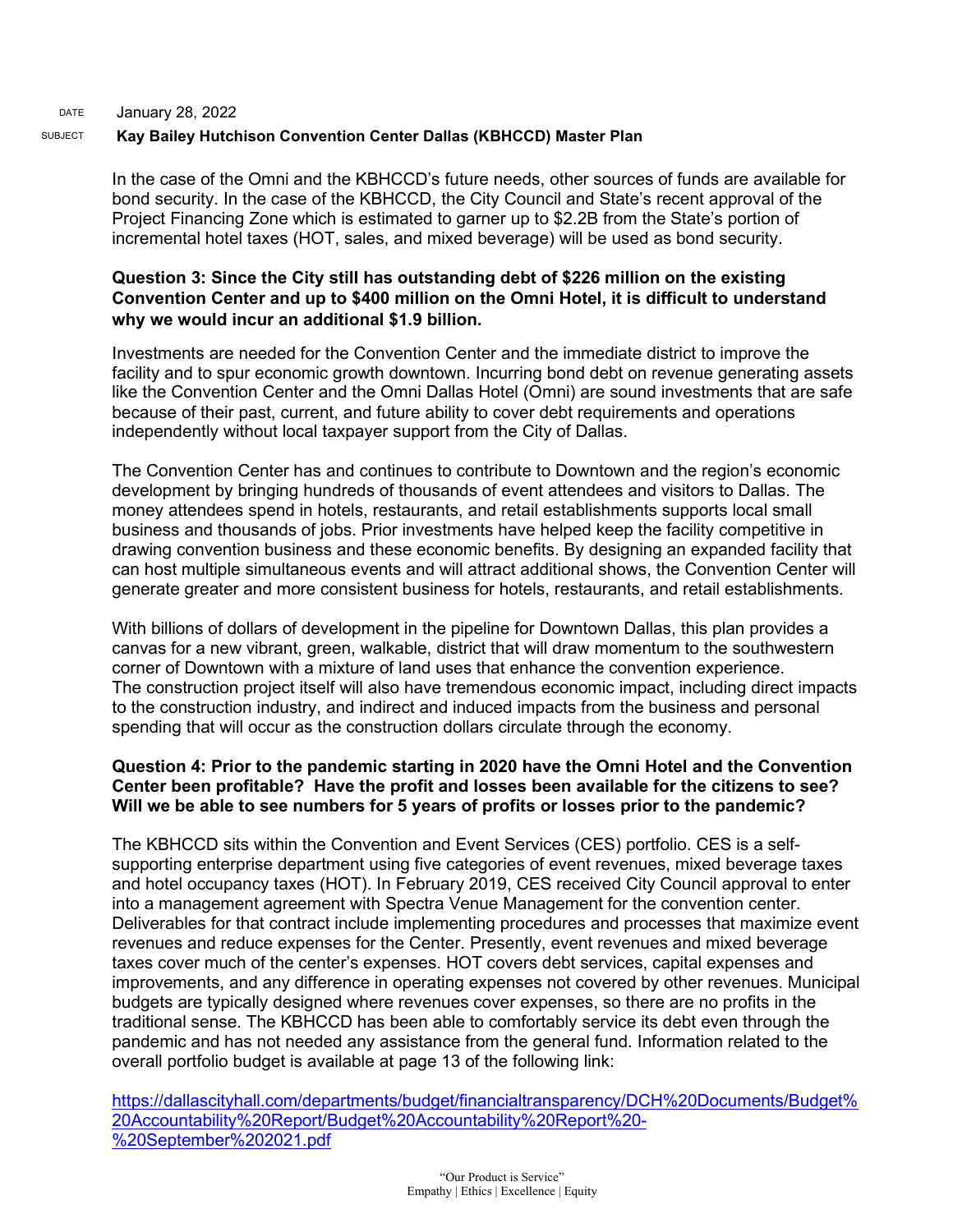DATE January 28, 2022

SUBJECT **Kay Bailey Hutchison Convention Center Dallas (KBHCCD) Master Plan**

In the case of the Omni and the KBHCCD's future needs, other sources of funds are available for bond security. In the case of the KBHCCD, the City Council and State's recent approval of the Project Financing Zone which is estimated to garner up to $2.2B from the State's portion of incremental hotel taxes (HOT, sales, and mixed beverage) will be used as bond security.

**Question 3: Since the City still has outstanding debt of $226 million on the existing Convention Center and up to $400 million on the Omni Hotel, it is difficult to understand why we would incur an additional $1.9 billion.**

Investments are needed for the Convention Center and the immediate district to improve the facility and to spur economic growth downtown. Incurring bond debt on revenue generating assets like the Convention Center and the Omni Dallas Hotel (Omni) are sound investments that are safe because of their past, current, and future ability to cover debt requirements and operations independently without local taxpayer support from the City of Dallas.

The Convention Center has and continues to contribute to Downtown and the region's economic development by bringing hundreds of thousands of event attendees and visitors to Dallas. The money attendees spend in hotels, restaurants, and retail establishments supports local small business and thousands of jobs. Prior investments have helped keep the facility competitive in drawing convention business and these economic benefits. By designing an expanded facility that can host multiple simultaneous events and will attract additional shows, the Convention Center will generate greater and more consistent business for hotels, restaurants, and retail establishments.

With billions of dollars of development in the pipeline for Downtown Dallas, this plan provides a canvas for a new vibrant, green, walkable, district that will draw momentum to the southwestern corner of Downtown with a mixture of land uses that enhance the convention experience. The construction project itself will also have tremendous economic impact, including direct impacts to the construction industry, and indirect and induced impacts from the business and personal spending that will occur as the construction dollars circulate through the economy.

**Question 4: Prior to the pandemic starting in 2020 have the Omni Hotel and the Convention Center been profitable? Have the profit and losses been available for the citizens to see? Will we be able to see numbers for 5 years of profits or losses prior to the pandemic?**

The KBHCCD sits within the Convention and Event Services (CES) portfolio. CES is a self-supporting enterprise department using five categories of event revenues, mixed beverage taxes and hotel occupancy taxes (HOT). In February 2019, CES received City Council approval to enter into a management agreement with Spectra Venue Management for the convention center. Deliverables for that contract include implementing procedures and processes that maximize event revenues and reduce expenses for the Center. Presently, event revenues and mixed beverage taxes cover much of the center's expenses. HOT covers debt services, capital expenses and improvements, and any difference in operating expenses not covered by other revenues. Municipal budgets are typically designed where revenues cover expenses, so there are no profits in the traditional sense. The KBHCCD has been able to comfortably service its debt even through the pandemic and has not needed any assistance from the general fund. Information related to the overall portfolio budget is available at page 13 of the following link:

https://dallascityhall.com/departments/budget/financialtransparency/DCH%20Documents/Budget%20Accountability%20Report/Budget%20Accountability%20Report%20-%20September%202021.pdf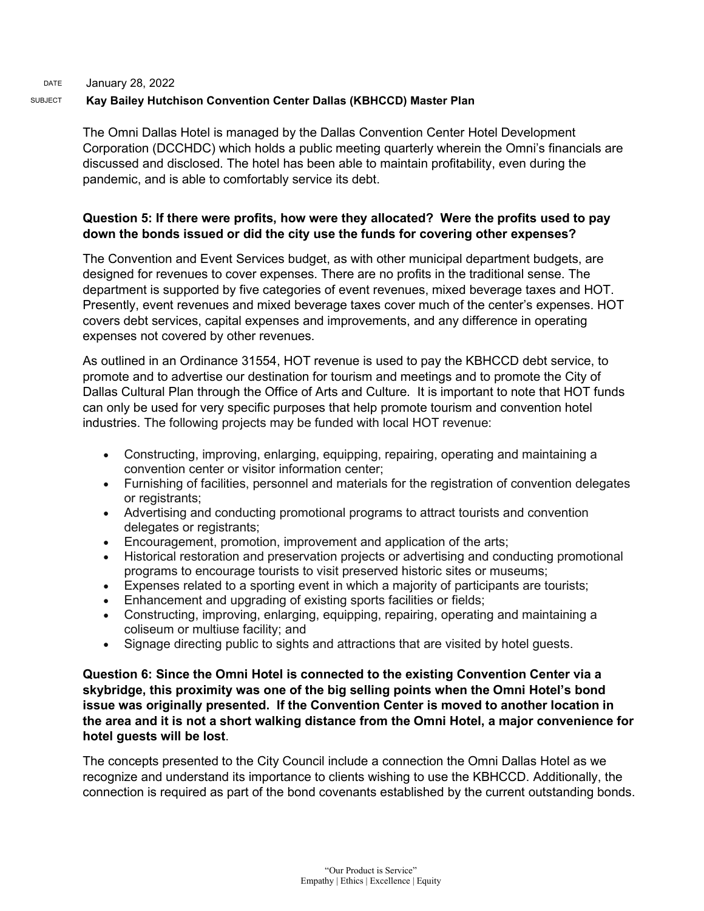DATE January 28, 2022

SUBJECT **Kay Bailey Hutchison Convention Center Dallas (KBHCCD) Master Plan**

The Omni Dallas Hotel is managed by the Dallas Convention Center Hotel Development Corporation (DCCHDC) which holds a public meeting quarterly wherein the Omni's financials are discussed and disclosed. The hotel has been able to maintain profitability, even during the pandemic, and is able to comfortably service its debt.

**Question 5: If there were profits, how were they allocated? Were the profits used to pay down the bonds issued or did the city use the funds for covering other expenses?**

The Convention and Event Services budget, as with other municipal department budgets, are designed for revenues to cover expenses. There are no profits in the traditional sense. The department is supported by five categories of event revenues, mixed beverage taxes and HOT. Presently, event revenues and mixed beverage taxes cover much of the center's expenses. HOT covers debt services, capital expenses and improvements, and any difference in operating expenses not covered by other revenues.

As outlined in an Ordinance 31554, HOT revenue is used to pay the KBHCCD debt service, to promote and to advertise our destination for tourism and meetings and to promote the City of Dallas Cultural Plan through the Office of Arts and Culture. It is important to note that HOT funds can only be used for very specific purposes that help promote tourism and convention hotel industries. The following projects may be funded with local HOT revenue:

- Constructing, improving, enlarging, equipping, repairing, operating and maintaining a convention center or visitor information center;
- Furnishing of facilities, personnel and materials for the registration of convention delegates or registrants;
- Advertising and conducting promotional programs to attract tourists and convention delegates or registrants;
- Encouragement, promotion, improvement and application of the arts;
- Historical restoration and preservation projects or advertising and conducting promotional programs to encourage tourists to visit preserved historic sites or museums;
- Expenses related to a sporting event in which a majority of participants are tourists;
- Enhancement and upgrading of existing sports facilities or fields;
- Constructing, improving, enlarging, equipping, repairing, operating and maintaining a coliseum or multiuse facility; and
- Signage directing public to sights and attractions that are visited by hotel guests.

**Question 6: Since the Omni Hotel is connected to the existing Convention Center via a skybridge, this proximity was one of the big selling points when the Omni Hotel's bond issue was originally presented. If the Convention Center is moved to another location in the area and it is not a short walking distance from the Omni Hotel, a major convenience for hotel guests will be lost**.

The concepts presented to the City Council include a connection the Omni Dallas Hotel as we recognize and understand its importance to clients wishing to use the KBHCCD. Additionally, the connection is required as part of the bond covenants established by the current outstanding bonds.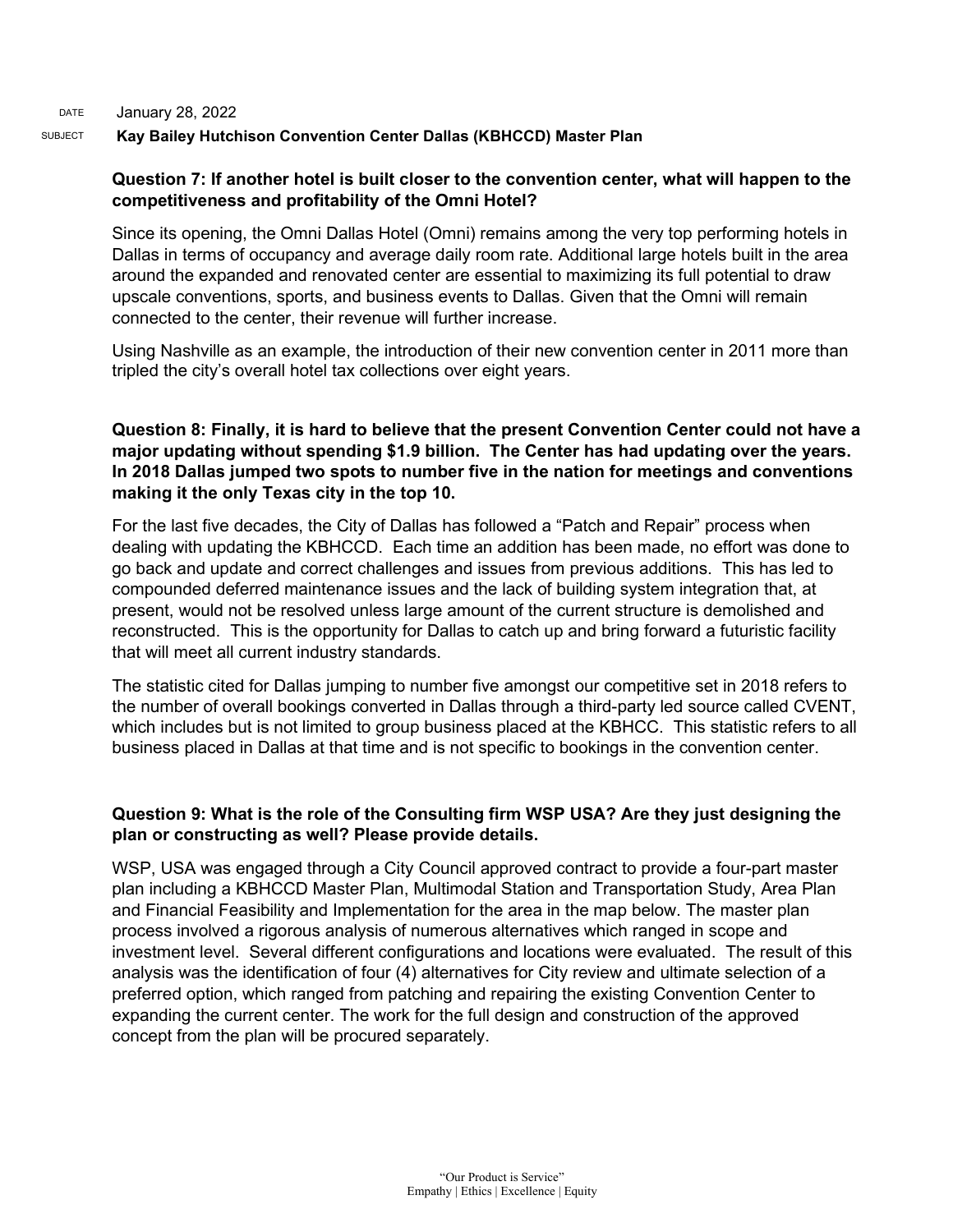DATE January 28, 2022

SUBJECT **Kay Bailey Hutchison Convention Center Dallas (KBHCCD) Master Plan**

**Question 7: If another hotel is built closer to the convention center, what will happen to the competitiveness and profitability of the Omni Hotel?**

Since its opening, the Omni Dallas Hotel (Omni) remains among the very top performing hotels in Dallas in terms of occupancy and average daily room rate. Additional large hotels built in the area around the expanded and renovated center are essential to maximizing its full potential to draw upscale conventions, sports, and business events to Dallas. Given that the Omni will remain connected to the center, their revenue will further increase.

Using Nashville as an example, the introduction of their new convention center in 2011 more than tripled the city's overall hotel tax collections over eight years.

**Question 8: Finally, it is hard to believe that the present Convention Center could not have a major updating without spending $1.9 billion. The Center has had updating over the years. In 2018 Dallas jumped two spots to number five in the nation for meetings and conventions making it the only Texas city in the top 10.**

For the last five decades, the City of Dallas has followed a "Patch and Repair" process when dealing with updating the KBHCCD. Each time an addition has been made, no effort was done to go back and update and correct challenges and issues from previous additions. This has led to compounded deferred maintenance issues and the lack of building system integration that, at present, would not be resolved unless large amount of the current structure is demolished and reconstructed. This is the opportunity for Dallas to catch up and bring forward a futuristic facility that will meet all current industry standards.

The statistic cited for Dallas jumping to number five amongst our competitive set in 2018 refers to the number of overall bookings converted in Dallas through a third-party led source called CVENT, which includes but is not limited to group business placed at the KBHCC. This statistic refers to all business placed in Dallas at that time and is not specific to bookings in the convention center.

**Question 9: What is the role of the Consulting firm WSP USA? Are they just designing the plan or constructing as well? Please provide details.**

WSP, USA was engaged through a City Council approved contract to provide a four-part master plan including a KBHCCD Master Plan, Multimodal Station and Transportation Study, Area Plan and Financial Feasibility and Implementation for the area in the map below. The master plan process involved a rigorous analysis of numerous alternatives which ranged in scope and investment level. Several different configurations and locations were evaluated. The result of this analysis was the identification of four (4) alternatives for City review and ultimate selection of a preferred option, which ranged from patching and repairing the existing Convention Center to expanding the current center. The work for the full design and construction of the approved concept from the plan will be procured separately.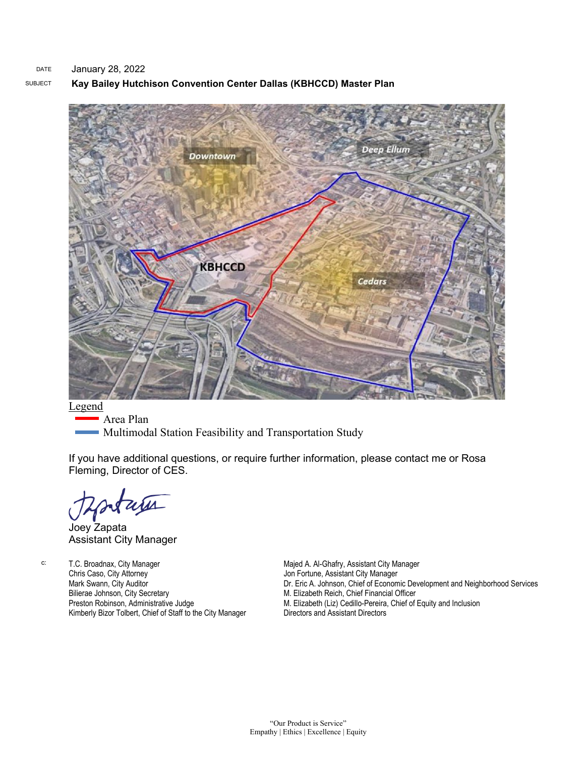DATE January 28, 2022

SUBJECT **Kay Bailey Hutchison Convention Center Dallas (KBHCCD) Master Plan**

Downtown

Deep Ellum

KBHCCD

Cedars

Legend

Area Plan

Multimodal Station Feasibility and Transportation Study

If you have additional questions, or require further information, please contact me or Rosa Fleming, Director of CES.

Joey Zapata
Assistant City Manager

c: T.C. Broadnax, City Manager
Chris Caso, City Attorney
Mark Swann, City Auditor
Bilierae Johnson, City Secretary
Preston Robinson, Administrative Judge
Kimberly Bizor Tolbert, Chief of Staff to the City Manager
Majed A. Al-Ghafry, Assistant City Manager
Jon Fortune, Assistant City Manager
Dr. Eric A. Johnson, Chief of Economic Development and Neighborhood Services
M. Elizabeth Reich, Chief Financial Officer
M. Elizabeth (Liz) Cedillo-Pereira, Chief of Equity and Inclusion
Directors and Assistant Directors

"Our Product is Service"
Empathy | Ethics | Excellence | Equity